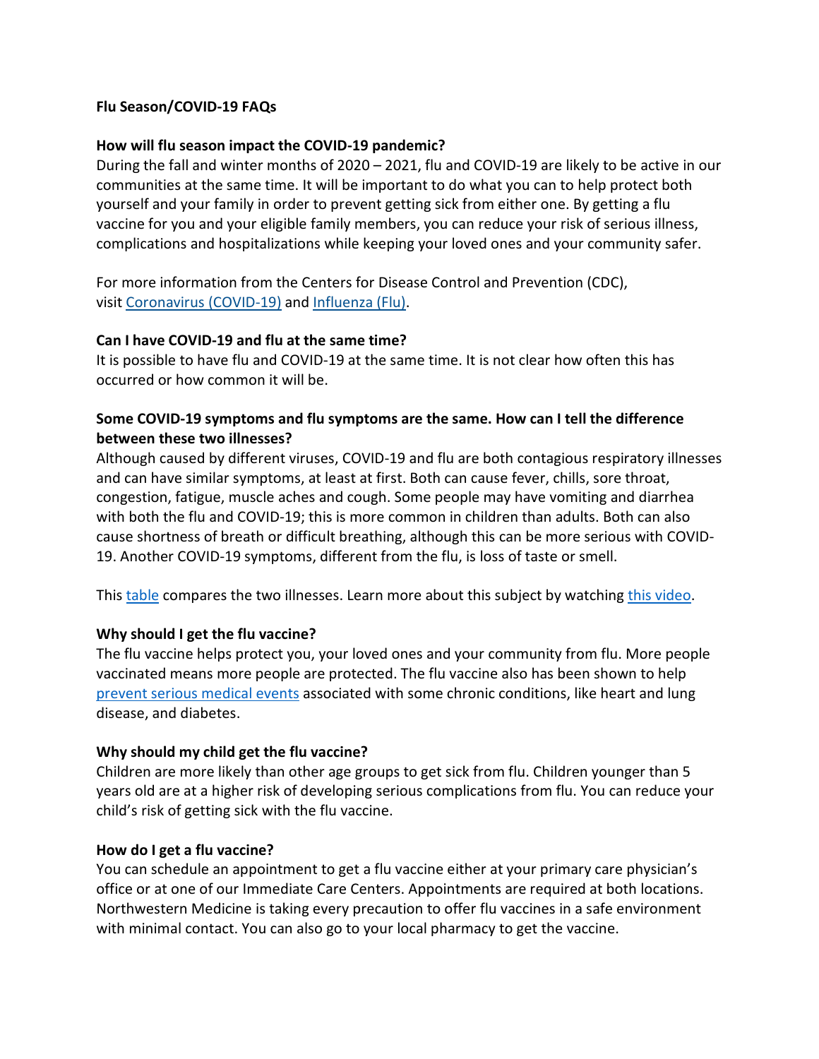# Flu Season/COVID-19 FAQs

## How will flu season impact the COVID-19 pandemic?

During the fall and winter months of 2020 – 2021, flu and COVID-19 are likely to be active in our communities at the same time. It will be important to do what you can to help protect both yourself and your family in order to prevent getting sick from either one. By getting a flu vaccine for you and your eligible family members, you can reduce your risk of serious illness, complications and hospitalizations while keeping your loved ones and your community safer.

For more information from the Centers for Disease Control and Prevention (CDC), visit Coronavirus (COVID-19) and Influenza (Flu).

## Can I have COVID-19 and flu at the same time?

It is possible to have flu and COVID-19 at the same time. It is not clear how often this has occurred or how common it will be.

## Some COVID-19 symptoms and flu symptoms are the same. How can I tell the difference between these two illnesses?

Although caused by different viruses, COVID-19 and flu are both contagious respiratory illnesses and can have similar symptoms, at least at first. Both can cause fever, chills, sore throat, congestion, fatigue, muscle aches and cough. Some people may have vomiting and diarrhea with both the flu and COVID-19; this is more common in children than adults. Both can also cause shortness of breath or difficult breathing, although this can be more serious with COVID-19. Another COVID-19 symptoms, different from the flu, is loss of taste or smell.

This table compares the two illnesses. Learn more about this subject by watching this video.

## Why should I get the flu vaccine?

The flu vaccine helps protect you, your loved ones and your community from flu. More people vaccinated means more people are protected. The flu vaccine also has been shown to help prevent serious medical events associated with some chronic conditions, like heart and lung disease, and diabetes.

## Why should my child get the flu vaccine?

Children are more likely than other age groups to get sick from flu. Children younger than 5 years old are at a higher risk of developing serious complications from flu. You can reduce your child's risk of getting sick with the flu vaccine.

## How do I get a flu vaccine?

You can schedule an appointment to get a flu vaccine either at your primary care physician's office or at one of our Immediate Care Centers. Appointments are required at both locations. Northwestern Medicine is taking every precaution to offer flu vaccines in a safe environment with minimal contact. You can also go to your local pharmacy to get the vaccine.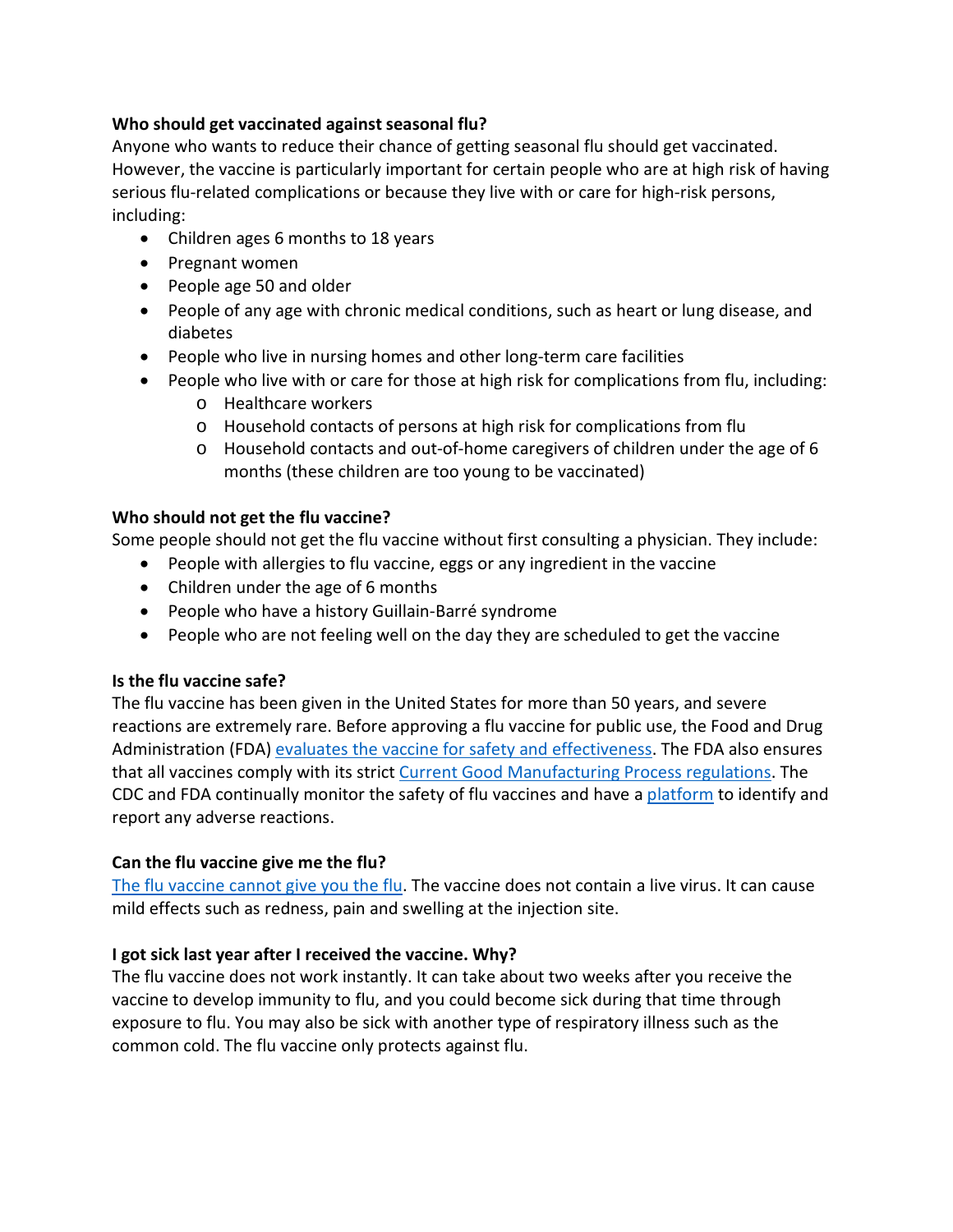**Who should get vaccinated against seasonal flu?**

Anyone who wants to reduce their chance of getting seasonal flu should get vaccinated. However, the vaccine is particularly important for certain people who are at high risk of having serious flu-related complications or because they live with or care for high-risk persons, including:

- Children ages 6 months to 18 years
- Pregnant women
- People age 50 and older
- People of any age with chronic medical conditions, such as heart or lung disease, and diabetes
- People who live in nursing homes and other long-term care facilities
- People who live with or care for those at high risk for complications from flu, including:
  - Healthcare workers
  - Household contacts of persons at high risk for complications from flu
  - Household contacts and out-of-home caregivers of children under the age of 6 months (these children are too young to be vaccinated)

**Who should not get the flu vaccine?**

Some people should not get the flu vaccine without first consulting a physician. They include:

- People with allergies to flu vaccine, eggs or any ingredient in the vaccine
- Children under the age of 6 months
- People who have a history Guillain-Barré syndrome
- People who are not feeling well on the day they are scheduled to get the vaccine

**Is the flu vaccine safe?**

The flu vaccine has been given in the United States for more than 50 years, and severe reactions are extremely rare. Before approving a flu vaccine for public use, the Food and Drug Administration (FDA) evaluates the vaccine for safety and effectiveness. The FDA also ensures that all vaccines comply with its strict Current Good Manufacturing Process regulations. The CDC and FDA continually monitor the safety of flu vaccines and have a platform to identify and report any adverse reactions.

**Can the flu vaccine give me the flu?**

The flu vaccine cannot give you the flu. The vaccine does not contain a live virus. It can cause mild effects such as redness, pain and swelling at the injection site.

**I got sick last year after I received the vaccine. Why?**

The flu vaccine does not work instantly. It can take about two weeks after you receive the vaccine to develop immunity to flu, and you could become sick during that time through exposure to flu. You may also be sick with another type of respiratory illness such as the common cold. The flu vaccine only protects against flu.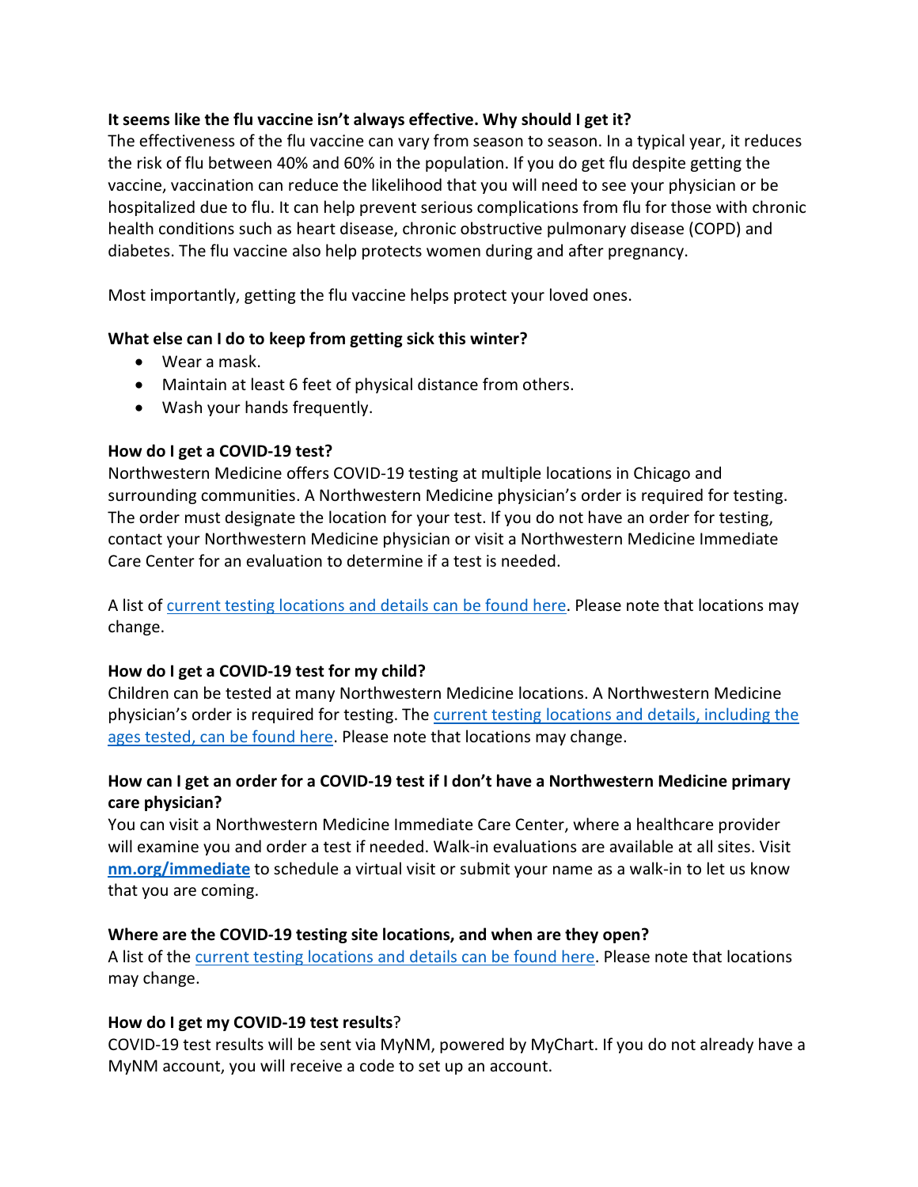**It seems like the flu vaccine isn't always effective. Why should I get it?**
The effectiveness of the flu vaccine can vary from season to season. In a typical year, it reduces the risk of flu between 40% and 60% in the population. If you do get flu despite getting the vaccine, vaccination can reduce the likelihood that you will need to see your physician or be hospitalized due to flu. It can help prevent serious complications from flu for those with chronic health conditions such as heart disease, chronic obstructive pulmonary disease (COPD) and diabetes. The flu vaccine also help protects women during and after pregnancy.

Most importantly, getting the flu vaccine helps protect your loved ones.

**What else can I do to keep from getting sick this winter?**

- Wear a mask.
- Maintain at least 6 feet of physical distance from others.
- Wash your hands frequently.

**How do I get a COVID-19 test?**
Northwestern Medicine offers COVID-19 testing at multiple locations in Chicago and surrounding communities. A Northwestern Medicine physician's order is required for testing. The order must designate the location for your test. If you do not have an order for testing, contact your Northwestern Medicine physician or visit a Northwestern Medicine Immediate Care Center for an evaluation to determine if a test is needed.

A list of current testing locations and details can be found here. Please note that locations may change.

**How do I get a COVID-19 test for my child?**
Children can be tested at many Northwestern Medicine locations. A Northwestern Medicine physician's order is required for testing. The current testing locations and details, including the ages tested, can be found here. Please note that locations may change.

**How can I get an order for a COVID-19 test if I don't have a Northwestern Medicine primary care physician?**
You can visit a Northwestern Medicine Immediate Care Center, where a healthcare provider will examine you and order a test if needed. Walk-in evaluations are available at all sites. Visit **nm.org/immediate** to schedule a virtual visit or submit your name as a walk-in to let us know that you are coming.

**Where are the COVID-19 testing site locations, and when are they open?**
A list of the current testing locations and details can be found here. Please note that locations may change.

**How do I get my COVID-19 test results**?
COVID-19 test results will be sent via MyNM, powered by MyChart. If you do not already have a MyNM account, you will receive a code to set up an account.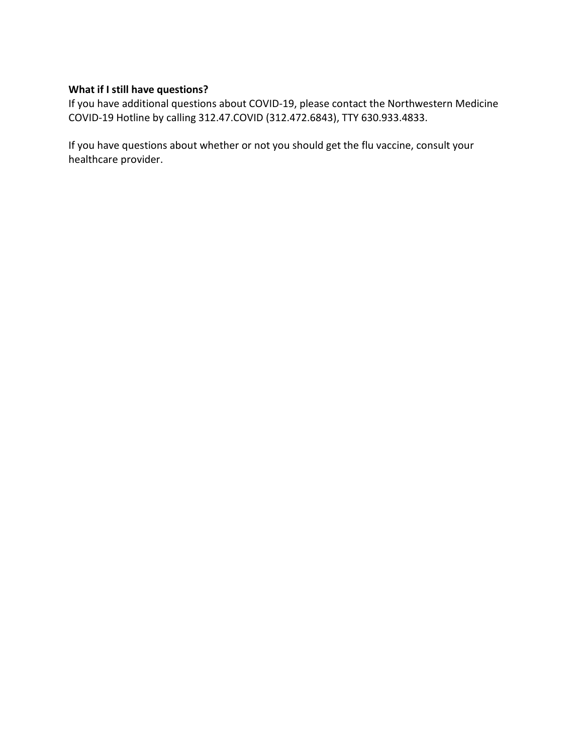**What if I still have questions?**

If you have additional questions about COVID-19, please contact the Northwestern Medicine COVID-19 Hotline by calling 312.47.COVID (312.472.6843), TTY 630.933.4833.

If you have questions about whether or not you should get the flu vaccine, consult your healthcare provider.